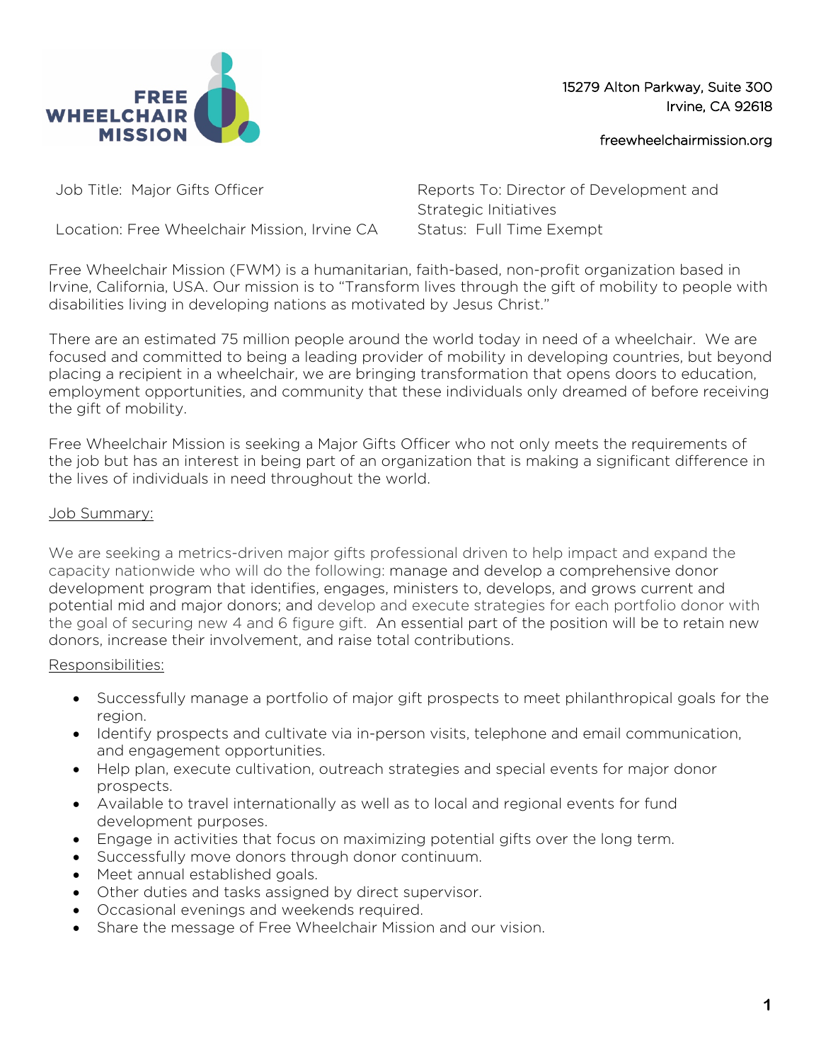FREE WHEELCHAIR MISSION

15279 Alton Parkway, Suite 300
Irvine, CA 92618

freewheelchairmission.org

| Job Title: Major Gifts Officer | Reports To: Director of Development and Strategic Initiatives |
| --- | --- |
| Location: Free Wheelchair Mission, Irvine CA | Status: Full Time Exempt |

Free Wheelchair Mission (FWM) is a humanitarian, faith-based, non-profit organization based in Irvine, California, USA. Our mission is to "Transform lives through the gift of mobility to people with disabilities living in developing nations as motivated by Jesus Christ."

There are an estimated 75 million people around the world today in need of a wheelchair. We are focused and committed to being a leading provider of mobility in developing countries, but beyond placing a recipient in a wheelchair, we are bringing transformation that opens doors to education, employment opportunities, and community that these individuals only dreamed of before receiving the gift of mobility.

Free Wheelchair Mission is seeking a Major Gifts Officer who not only meets the requirements of the job but has an interest in being part of an organization that is making a significant difference in the lives of individuals in need throughout the world.

<u>Job Summary:</u>

We are seeking a metrics-driven major gifts professional driven to help impact and expand the capacity nationwide who will do the following: manage and develop a comprehensive donor development program that identifies, engages, ministers to, develops, and grows current and potential mid and major donors; and develop and execute strategies for each portfolio donor with the goal of securing new 4 and 6 figure gift. An essential part of the position will be to retain new donors, increase their involvement, and raise total contributions.

<u>Responsibilities:</u>

- Successfully manage a portfolio of major gift prospects to meet philanthropical goals for the region.
- Identify prospects and cultivate via in-person visits, telephone and email communication, and engagement opportunities.
- Help plan, execute cultivation, outreach strategies and special events for major donor prospects.
- Available to travel internationally as well as to local and regional events for fund development purposes.
- Engage in activities that focus on maximizing potential gifts over the long term.
- Successfully move donors through donor continuum.
- Meet annual established goals.
- Other duties and tasks assigned by direct supervisor.
- Occasional evenings and weekends required.
- Share the message of Free Wheelchair Mission and our vision.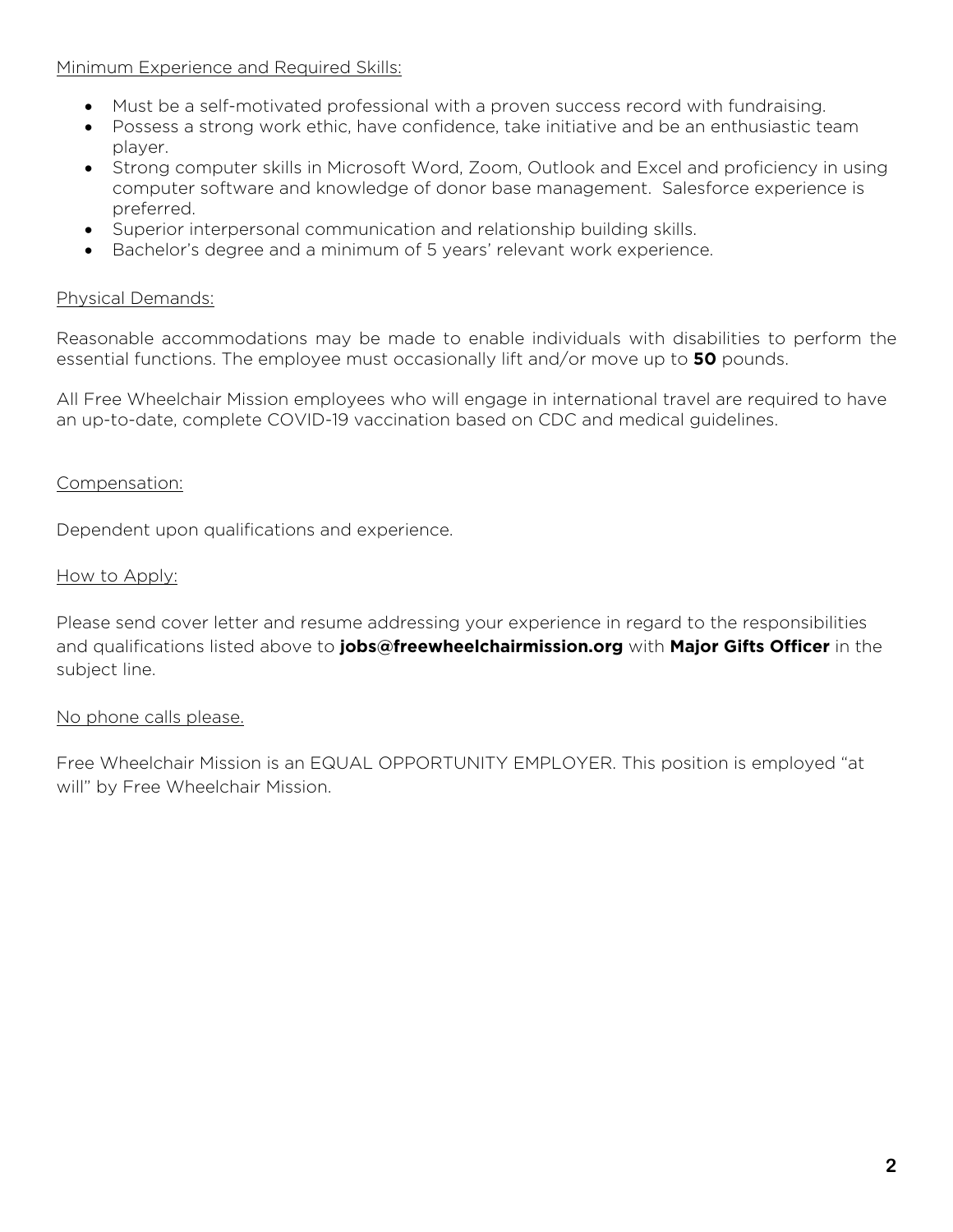Minimum Experience and Required Skills:

- Must be a self-motivated professional with a proven success record with fundraising.
- Possess a strong work ethic, have confidence, take initiative and be an enthusiastic team player.
- Strong computer skills in Microsoft Word, Zoom, Outlook and Excel and proficiency in using computer software and knowledge of donor base management. Salesforce experience is preferred.
- Superior interpersonal communication and relationship building skills.
- Bachelor's degree and a minimum of 5 years' relevant work experience.

Physical Demands:

Reasonable accommodations may be made to enable individuals with disabilities to perform the essential functions. The employee must occasionally lift and/or move up to **50** pounds.

All Free Wheelchair Mission employees who will engage in international travel are required to have an up-to-date, complete COVID-19 vaccination based on CDC and medical guidelines.

Compensation:

Dependent upon qualifications and experience.

How to Apply:

Please send cover letter and resume addressing your experience in regard to the responsibilities and qualifications listed above to **jobs@freewheelchairmission.org** with **Major Gifts Officer** in the subject line.

No phone calls please.

Free Wheelchair Mission is an EQUAL OPPORTUNITY EMPLOYER. This position is employed "at will" by Free Wheelchair Mission.